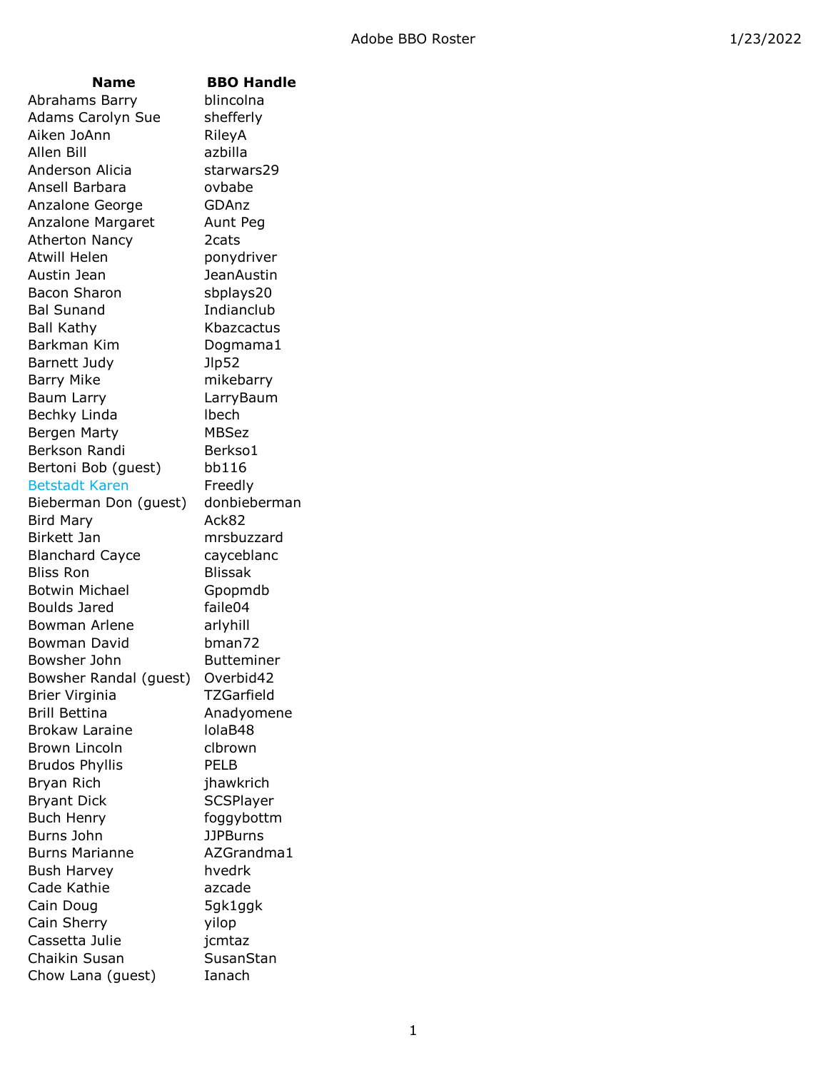Adobe BBO Roster 1/23/2022

| Name | BBO Handle |
|---|---|
| Abrahams Barry | blincolna |
| Adams Carolyn Sue | shefferly |
| Aiken JoAnn | RileyA |
| Allen Bill | azbilla |
| Anderson Alicia | starwars29 |
| Ansell Barbara | ovbabe |
| Anzalone George | GDAnz |
| Anzalone Margaret | Aunt Peg |
| Atherton Nancy | 2cats |
| Atwill Helen | ponydriver |
| Austin Jean | JeanAustin |
| Bacon Sharon | sbplays20 |
| Bal Sunand | Indianclub |
| Ball Kathy | Kbazcactus |
| Barkman Kim | Dogmama1 |
| Barnett Judy | Jlp52 |
| Barry Mike | mikebarry |
| Baum Larry | LarryBaum |
| Bechky Linda | lbech |
| Bergen Marty | MBSez |
| Berkson Randi | Berkso1 |
| Bertoni Bob (guest) | bb116 |
| Betstadt Karen | Freedly |
| Bieberman Don (guest) | donbieberman |
| Bird Mary | Ack82 |
| Birkett Jan | mrsbuzzard |
| Blanchard Cayce | cayceblanc |
| Bliss Ron | Blissak |
| Botwin Michael | Gpopmdb |
| Boulds Jared | faile04 |
| Bowman Arlene | arlyhill |
| Bowman David | bman72 |
| Bowsher John | Butteminer |
| Bowsher Randal (guest) | Overbid42 |
| Brier Virginia | TZGarfield |
| Brill Bettina | Anadyomene |
| Brokaw Laraine | lolaB48 |
| Brown Lincoln | clbrown |
| Brudos Phyllis | PELB |
| Bryan Rich | jhawkrich |
| Bryant Dick | SCSPlayer |
| Buch Henry | foggybottm |
| Burns John | JJPBurns |
| Burns Marianne | AZGrandma1 |
| Bush Harvey | hvedrk |
| Cade Kathie | azcade |
| Cain Doug | 5gk1ggk |
| Cain Sherry | yilop |
| Cassetta Julie | jcmtaz |
| Chaikin Susan | SusanStan |
| Chow Lana (guest) | Ianach |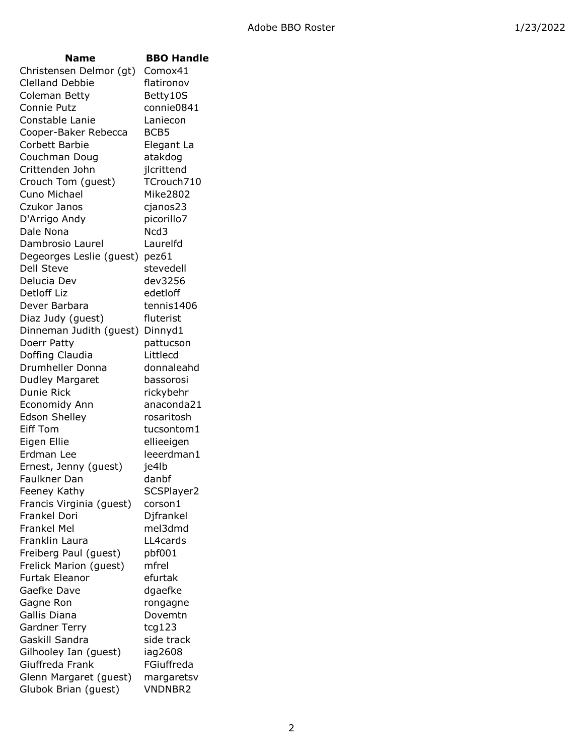| Name | BBO Handle |
|---|---|
| Christensen Delmor (gt) | Comox41 |
| Clelland Debbie | flatironov |
| Coleman Betty | Betty10S |
| Connie Putz | connie0841 |
| Constable Lanie | Laniecon |
| Cooper-Baker Rebecca | BCB5 |
| Corbett Barbie | Elegant La |
| Couchman Doug | atakdog |
| Crittenden John | jlcrittend |
| Crouch Tom (guest) | TCrouch710 |
| Cuno Michael | Mike2802 |
| Czukor Janos | cjanos23 |
| D'Arrigo Andy | picorillo7 |
| Dale Nona | Ncd3 |
| Dambrosio Laurel | Laurelfd |
| Degeorges Leslie (guest) | pez61 |
| Dell Steve | stevedell |
| Delucia Dev | dev3256 |
| Detloff Liz | edetloff |
| Dever Barbara | tennis1406 |
| Diaz Judy (guest) | fluterist |
| Dinneman Judith (guest) | Dinnyd1 |
| Doerr Patty | pattucson |
| Doffing Claudia | Littlecd |
| Drumheller Donna | donnaleahd |
| Dudley Margaret | bassorosi |
| Dunie Rick | rickybehr |
| Economidy Ann | anaconda21 |
| Edson Shelley | rosaritosh |
| Eiff Tom | tucsontom1 |
| Eigen Ellie | ellieeigen |
| Erdman Lee | leeerdman1 |
| Ernest, Jenny (guest) | je4lb |
| Faulkner Dan | danbf |
| Feeney Kathy | SCSPlayer2 |
| Francis Virginia (guest) | corson1 |
| Frankel Dori | Djfrankel |
| Frankel Mel | mel3dmd |
| Franklin Laura | LL4cards |
| Freiberg Paul (guest) | pbf001 |
| Frelick Marion (guest) | mfrel |
| Furtak Eleanor | efurtak |
| Gaefke Dave | dgaefke |
| Gagne Ron | rongagne |
| Gallis Diana | Dovemtn |
| Gardner Terry | tcg123 |
| Gaskill Sandra | side track |
| Gilhooley Ian (guest) | iag2608 |
| Giuffreda Frank | FGiuffreda |
| Glenn Margaret (guest) | margaretsv |
| Glubok Brian (guest) | VNDNBR2 |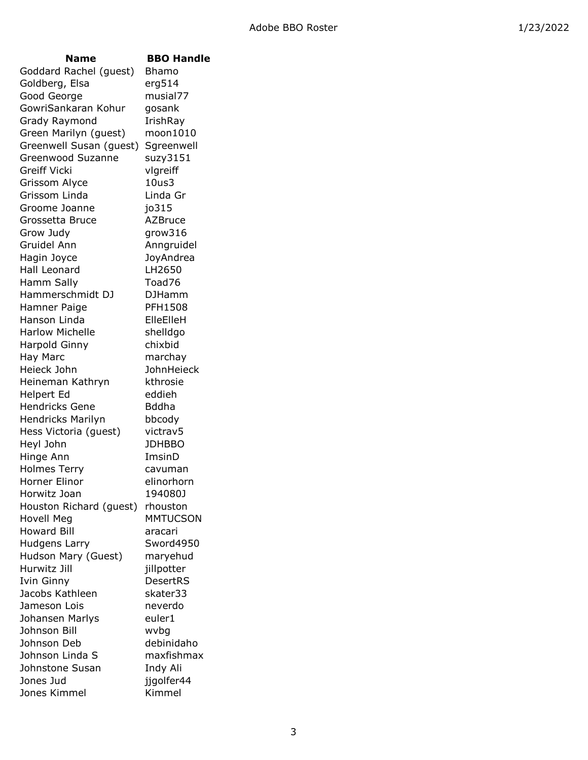| Name | BBO Handle |
| --- | --- |
| Goddard Rachel (guest) | Bhamo |
| Goldberg, Elsa | erg514 |
| Good George | musial77 |
| GowriSankaran Kohur | gosank |
| Grady Raymond | IrishRay |
| Green Marilyn (guest) | moon1010 |
| Greenwell Susan (guest) | Sgreenwell |
| Greenwood Suzanne | suzy3151 |
| Greiff Vicki | vlgreiff |
| Grissom Alyce | 10us3 |
| Grissom Linda | Linda Gr |
| Groome Joanne | jo315 |
| Grossetta Bruce | AZBruce |
| Grow Judy | grow316 |
| Gruidel Ann | Anngruidel |
| Hagin Joyce | JoyAndrea |
| Hall Leonard | LH2650 |
| Hamm Sally | Toad76 |
| Hammerschmidt DJ | DJHamm |
| Hamner Paige | PFH1508 |
| Hanson Linda | ElleElleH |
| Harlow Michelle | shelldgo |
| Harpold Ginny | chixbid |
| Hay Marc | marchay |
| Heieck John | JohnHeieck |
| Heineman Kathryn | kthrosie |
| Helpert Ed | eddieh |
| Hendricks Gene | Bddha |
| Hendricks Marilyn | bbcody |
| Hess Victoria (guest) | victrav5 |
| Heyl John | JDHBBO |
| Hinge Ann | ImsinD |
| Holmes Terry | cavuman |
| Horner Elinor | elinorhorn |
| Horwitz Joan | 194080J |
| Houston Richard (guest) | rhouston |
| Hovell Meg | MMTUCSON |
| Howard Bill | aracari |
| Hudgens Larry | Sword4950 |
| Hudson Mary (Guest) | maryehud |
| Hurwitz Jill | jillpotter |
| Ivin Ginny | DesertRS |
| Jacobs Kathleen | skater33 |
| Jameson Lois | neverdo |
| Johansen Marlys | euler1 |
| Johnson Bill | wvbg |
| Johnson Deb | debinidaho |
| Johnson Linda S | maxfishmax |
| Johnstone Susan | Indy Ali |
| Jones Jud | jjgolfer44 |
| Jones Kimmel | Kimmel |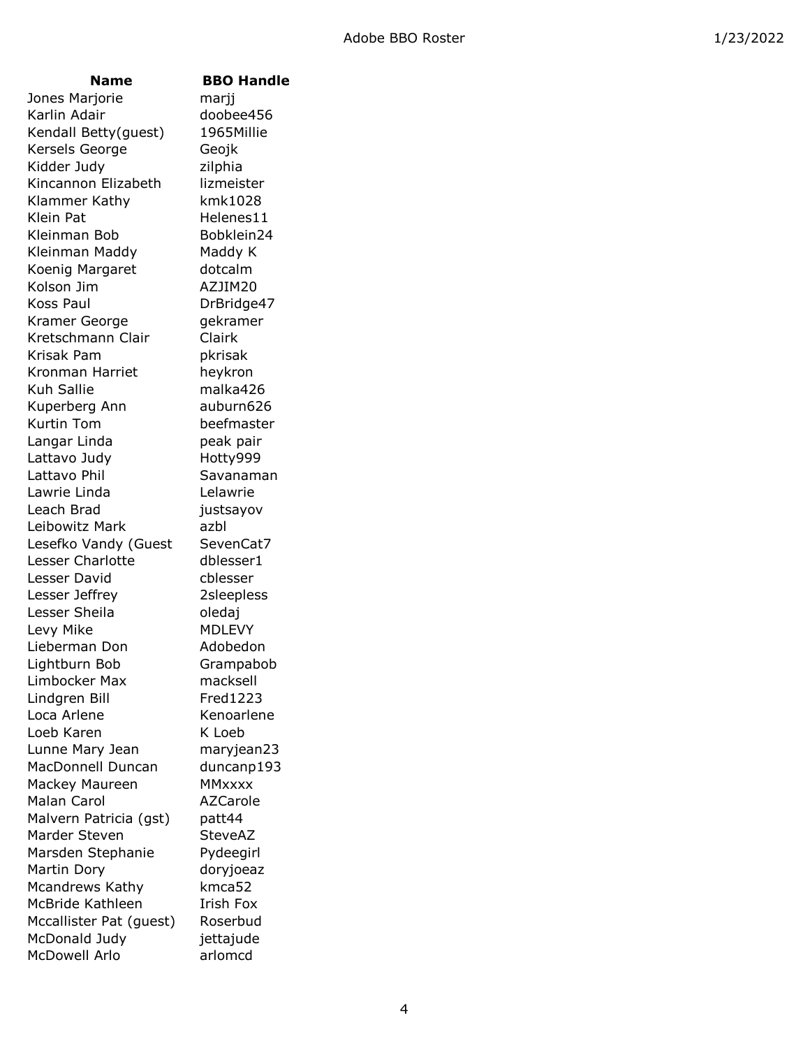| Name | BBO Handle |
| --- | --- |
| Jones Marjorie | marjj |
| Karlin Adair | doobee456 |
| Kendall Betty(guest) | 1965Millie |
| Kersels George | Geojk |
| Kidder Judy | zilphia |
| Kincannon Elizabeth | lizmeister |
| Klammer Kathy | kmk1028 |
| Klein Pat | Helenes11 |
| Kleinman Bob | Bobklein24 |
| Kleinman Maddy | Maddy K |
| Koenig Margaret | dotcalm |
| Kolson Jim | AZJIM20 |
| Koss Paul | DrBridge47 |
| Kramer George | gekramer |
| Kretschmann Clair | Clairk |
| Krisak Pam | pkrisak |
| Kronman Harriet | heykron |
| Kuh Sallie | malka426 |
| Kuperberg Ann | auburn626 |
| Kurtin Tom | beefmaster |
| Langar Linda | peak pair |
| Lattavo Judy | Hotty999 |
| Lattavo Phil | Savanaman |
| Lawrie Linda | Lelawrie |
| Leach Brad | justsayov |
| Leibowitz Mark | azbl |
| Lesefko Vandy (Guest | SevenCat7 |
| Lesser Charlotte | dblesser1 |
| Lesser David | cblesser |
| Lesser Jeffrey | 2sleepless |
| Lesser Sheila | oledaj |
| Levy Mike | MDLEVY |
| Lieberman Don | Adobedon |
| Lightburn Bob | Grampabob |
| Limbocker Max | macksell |
| Lindgren Bill | Fred1223 |
| Loca Arlene | Kenoarlene |
| Loeb Karen | K Loeb |
| Lunne Mary Jean | maryjean23 |
| MacDonnell Duncan | duncanp193 |
| Mackey Maureen | MMxxxx |
| Malan Carol | AZCarole |
| Malvern Patricia (gst) | patt44 |
| Marder Steven | SteveAZ |
| Marsden Stephanie | Pydeegirl |
| Martin Dory | doryjoeaz |
| Mcandrews Kathy | kmca52 |
| McBride Kathleen | Irish Fox |
| Mccallister Pat (guest) | Roserbud |
| McDonald Judy | jettajude |
| McDowell Arlo | arlomcd |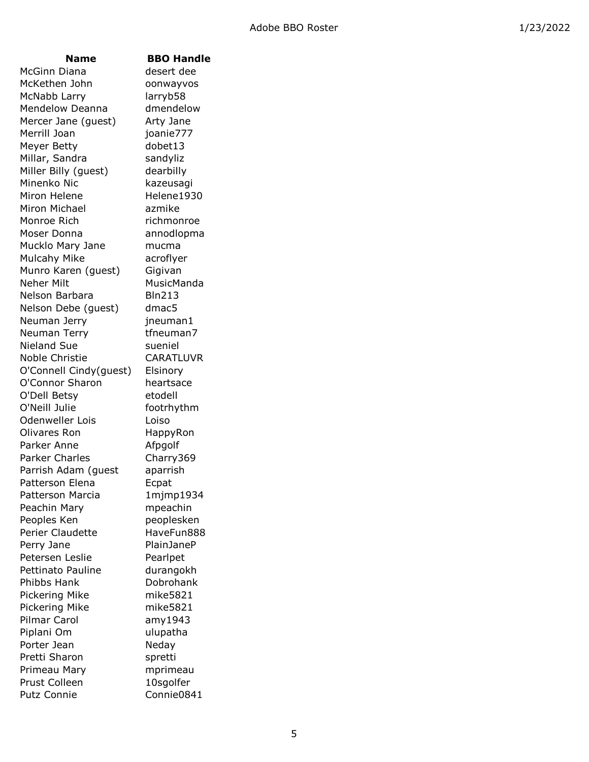| Name | BBO Handle |
| --- | --- |
| McGinn Diana | desert dee |
| McKethen John | oonwayvos |
| McNabb Larry | larryb58 |
| Mendelow Deanna | dmendelow |
| Mercer Jane (guest) | Arty Jane |
| Merrill Joan | joanie777 |
| Meyer Betty | dobet13 |
| Millar, Sandra | sandyliz |
| Miller Billy (guest) | dearbilly |
| Minenko Nic | kazeusagi |
| Miron Helene | Helene1930 |
| Miron Michael | azmike |
| Monroe Rich | richmonroe |
| Moser Donna | annodlopma |
| Mucklo Mary Jane | mucma |
| Mulcahy Mike | acroflyer |
| Munro Karen (guest) | Gigivan |
| Neher Milt | MusicManda |
| Nelson Barbara | Bln213 |
| Nelson Debe (guest) | dmac5 |
| Neuman Jerry | jneuman1 |
| Neuman Terry | tfneuman7 |
| Nieland Sue | sueniel |
| Noble Christie | CARATLUVR |
| O'Connell Cindy(guest) | Elsinory |
| O'Connor Sharon | heartsace |
| O'Dell Betsy | etodell |
| O'Neill Julie | footrhythm |
| Odenweller Lois | Loiso |
| Olivares Ron | HappyRon |
| Parker Anne | Afpgolf |
| Parker Charles | Charry369 |
| Parrish Adam (guest | aparrish |
| Patterson Elena | Ecpat |
| Patterson Marcia | 1mjmp1934 |
| Peachin Mary | mpeachin |
| Peoples Ken | peoplesken |
| Perier Claudette | HaveFun888 |
| Perry Jane | PlainJaneP |
| Petersen Leslie | Pearlpet |
| Pettinato Pauline | durangokh |
| Phibbs Hank | Dobrohank |
| Pickering Mike | mike5821 |
| Pickering Mike | mike5821 |
| Pilmar Carol | amy1943 |
| Piplani Om | ulupatha |
| Porter Jean | Neday |
| Pretti Sharon | spretti |
| Primeau Mary | mprimeau |
| Prust Colleen | 10sgolfer |
| Putz Connie | Connie0841 |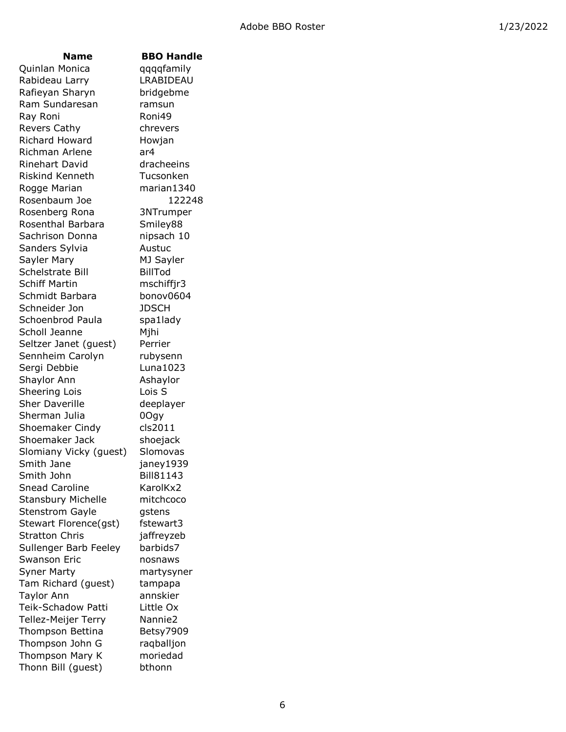| Name | BBO Handle |
| --- | --- |
| Quinlan Monica | qqqqfamily |
| Rabideau Larry | LRABIDEAU |
| Rafieyan Sharyn | bridgebme |
| Ram Sundaresan | ramsun |
| Ray Roni | Roni49 |
| Revers Cathy | chrevers |
| Richard Howard | Howjan |
| Richman Arlene | ar4 |
| Rinehart David | dracheeins |
| Riskind Kenneth | Tucsonken |
| Rogge Marian | marian1340 |
| Rosenbaum Joe | 122248 |
| Rosenberg Rona | 3NTrumper |
| Rosenthal Barbara | Smiley88 |
| Sachrison Donna | nipsach 10 |
| Sanders Sylvia | Austuc |
| Sayler Mary | MJ Sayler |
| Schelstrate Bill | BillTod |
| Schiff Martin | mschiffjr3 |
| Schmidt Barbara | bonov0604 |
| Schneider Jon | JDSCH |
| Schoenbrod Paula | spa1lady |
| Scholl Jeanne | Mjhi |
| Seltzer Janet (guest) | Perrier |
| Sennheim Carolyn | rubysenn |
| Sergi Debbie | Luna1023 |
| Shaylor Ann | Ashaylor |
| Sheering Lois | Lois S |
| Sher Daverille | deeplayer |
| Sherman Julia | 0Ogy |
| Shoemaker Cindy | cls2011 |
| Shoemaker Jack | shoejack |
| Slomiany Vicky (guest) | Slomovas |
| Smith Jane | janey1939 |
| Smith John | Bill81143 |
| Snead Caroline | KarolKx2 |
| Stansbury Michelle | mitchcoco |
| Stenstrom Gayle | gstens |
| Stewart Florence(gst) | fstewart3 |
| Stratton Chris | jaffreyzeb |
| Sullenger Barb Feeley | barbids7 |
| Swanson Eric | nosnaws |
| Syner Marty | martysyner |
| Tam Richard (guest) | tampapa |
| Taylor Ann | annskier |
| Teik-Schadow Patti | Little Ox |
| Tellez-Meijer Terry | Nannie2 |
| Thompson Bettina | Betsy7909 |
| Thompson John G | raqballjon |
| Thompson Mary K | moriedad |
| Thonn Bill (guest) | bthonn |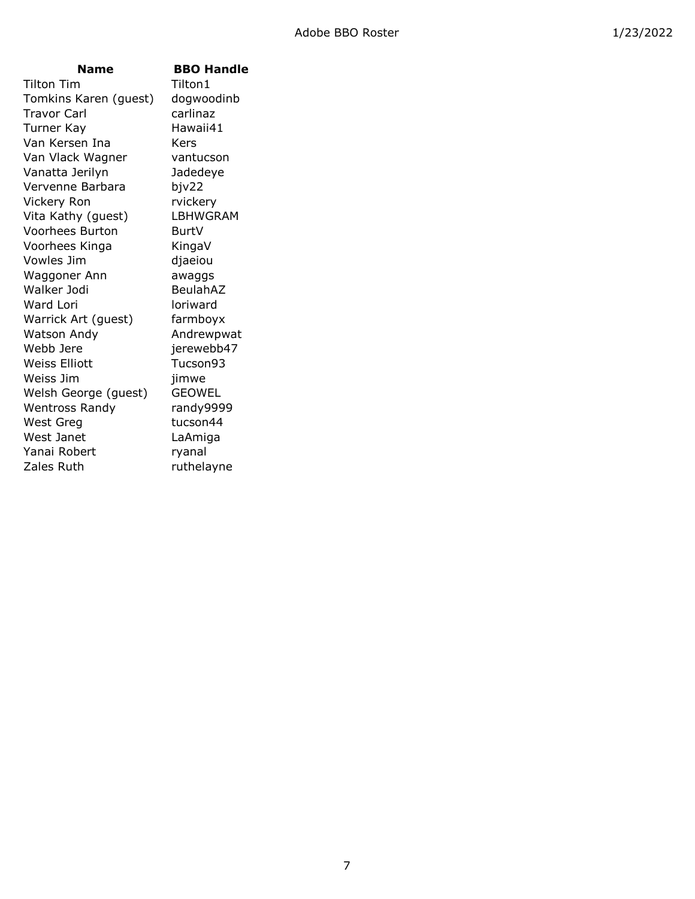| Name | BBO Handle |
|---|---|
| Tilton Tim | Tilton1 |
| Tomkins Karen (guest) | dogwoodinb |
| Travor Carl | carlinaz |
| Turner Kay | Hawaii41 |
| Van Kersen Ina | Kers |
| Van Vlack Wagner | vantucson |
| Vanatta Jerilyn | Jadedeye |
| Vervenne Barbara | bjv22 |
| Vickery Ron | rvickery |
| Vita Kathy (guest) | LBHWGRAM |
| Voorhees Burton | BurtV |
| Voorhees Kinga | KingaV |
| Vowles Jim | djaeiou |
| Waggoner Ann | awaggs |
| Walker Jodi | BeulahAZ |
| Ward Lori | loriward |
| Warrick Art (guest) | farmboyx |
| Watson Andy | Andrewpwat |
| Webb Jere | jerewebb47 |
| Weiss Elliott | Tucson93 |
| Weiss Jim | jimwe |
| Welsh George (guest) | GEOWEL |
| Wentross Randy | randy9999 |
| West Greg | tucson44 |
| West Janet | LaAmiga |
| Yanai Robert | ryanal |
| Zales Ruth | ruthelayne |